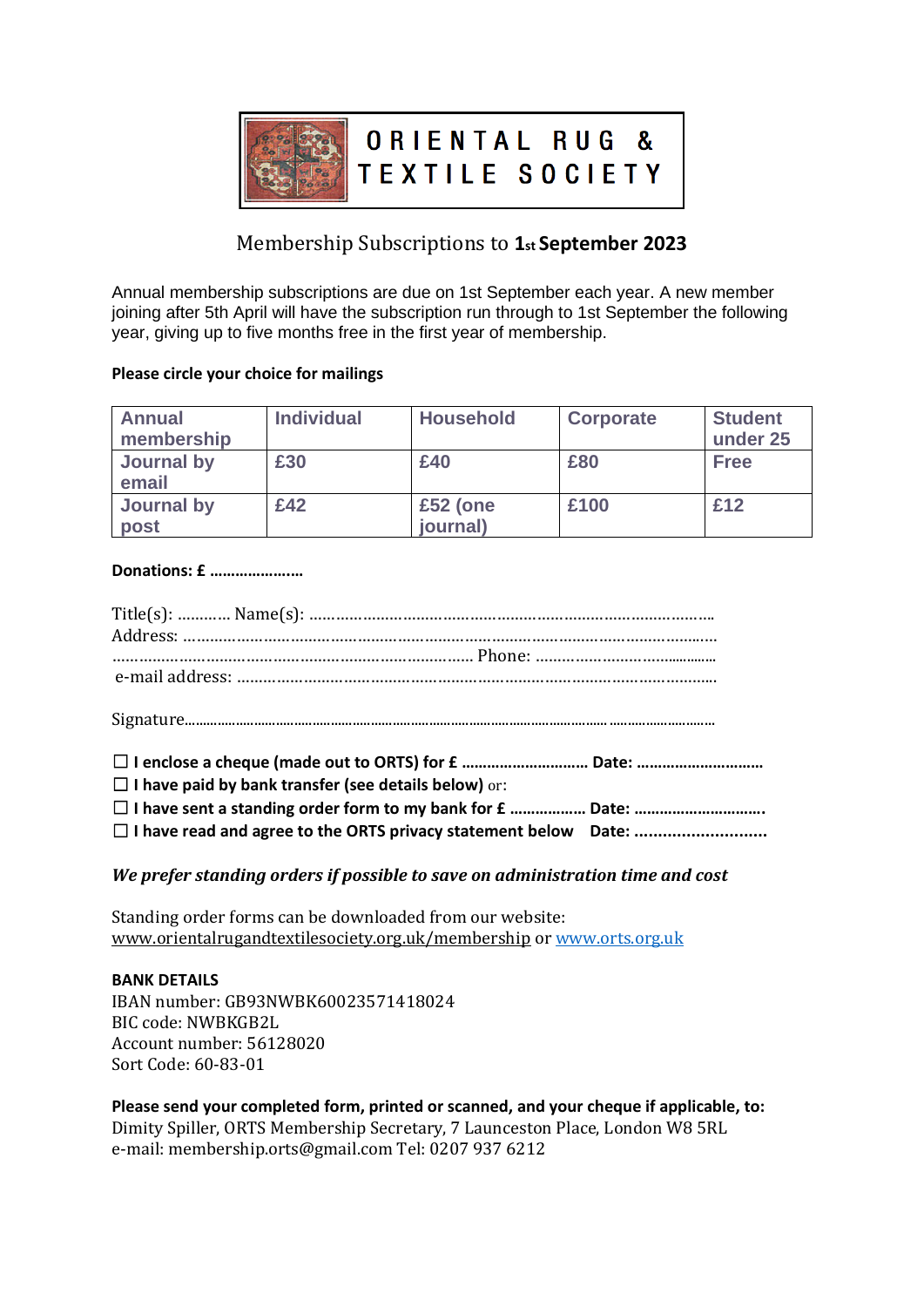# ORIENTAL RUG & TEXTILE SOCIETY

## Membership Subscriptions to 1st September 2023

Annual membership subscriptions are due on 1st September each year. A new member joining after 5th April will have the subscription run through to 1st September the following year, giving up to five months free in the first year of membership.

**Please circle your choice for mailings**

| Annual membership | Individual | Household | Corporate | Student under 25 |
|---|---|---|---|---|
| Journal by email | £30 | £40 | £80 | Free |
| Journal by post | £42 | £52 (one journal) | £100 | £12 |

**Donations: £ ………………….**

Title(s): ………… Name(s): ……………………………………………………………………………
Address: ……………………………………………………………………………………………………
………………………………………………………………………… Phone: ……………………………………
e-mail address: ……………………………………………………………………………………………

Signature……………………………………………………………………………………………………

☐ **I enclose a cheque (made out to ORTS) for £ ………………………… Date: …………………………**
☐ **I have paid by bank transfer (see details below)** or:
☐ **I have sent a standing order form to my bank for £ ……………… Date: ………………………….**
☐ **I have read and agree to the ORTS privacy statement below Date: ……………………….**

***We prefer standing orders if possible to save on administration time and cost***

Standing order forms can be downloaded from our website:
www.orientalrugandtextilesociety.org.uk/membership or www.orts.org.uk

**BANK DETAILS**
IBAN number: GB93NWBK60023571418024
BIC code: NWBKGB2L
Account number: 56128020
Sort Code: 60-83-01

**Please send your completed form, printed or scanned, and your cheque if applicable, to:**
Dimity Spiller, ORTS Membership Secretary, 7 Launceston Place, London W8 5RL
e-mail: membership.orts@gmail.com Tel: 0207 937 6212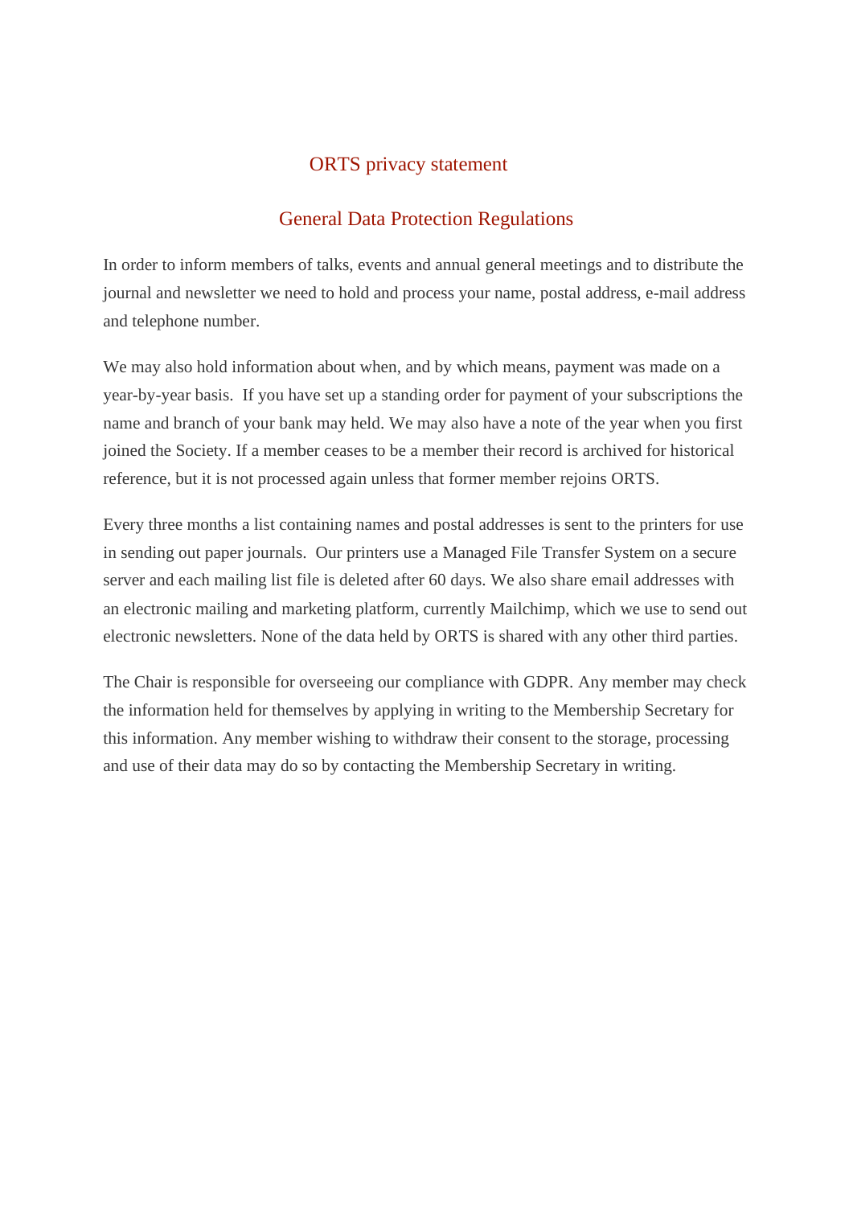# ORTS privacy statement

## General Data Protection Regulations

In order to inform members of talks, events and annual general meetings and to distribute the journal and newsletter we need to hold and process your name, postal address, e-mail address and telephone number.

We may also hold information about when, and by which means, payment was made on a year-by-year basis. If you have set up a standing order for payment of your subscriptions the name and branch of your bank may held. We may also have a note of the year when you first joined the Society. If a member ceases to be a member their record is archived for historical reference, but it is not processed again unless that former member rejoins ORTS.

Every three months a list containing names and postal addresses is sent to the printers for use in sending out paper journals. Our printers use a Managed File Transfer System on a secure server and each mailing list file is deleted after 60 days. We also share email addresses with an electronic mailing and marketing platform, currently Mailchimp, which we use to send out electronic newsletters. None of the data held by ORTS is shared with any other third parties.

The Chair is responsible for overseeing our compliance with GDPR. Any member may check the information held for themselves by applying in writing to the Membership Secretary for this information. Any member wishing to withdraw their consent to the storage, processing and use of their data may do so by contacting the Membership Secretary in writing.